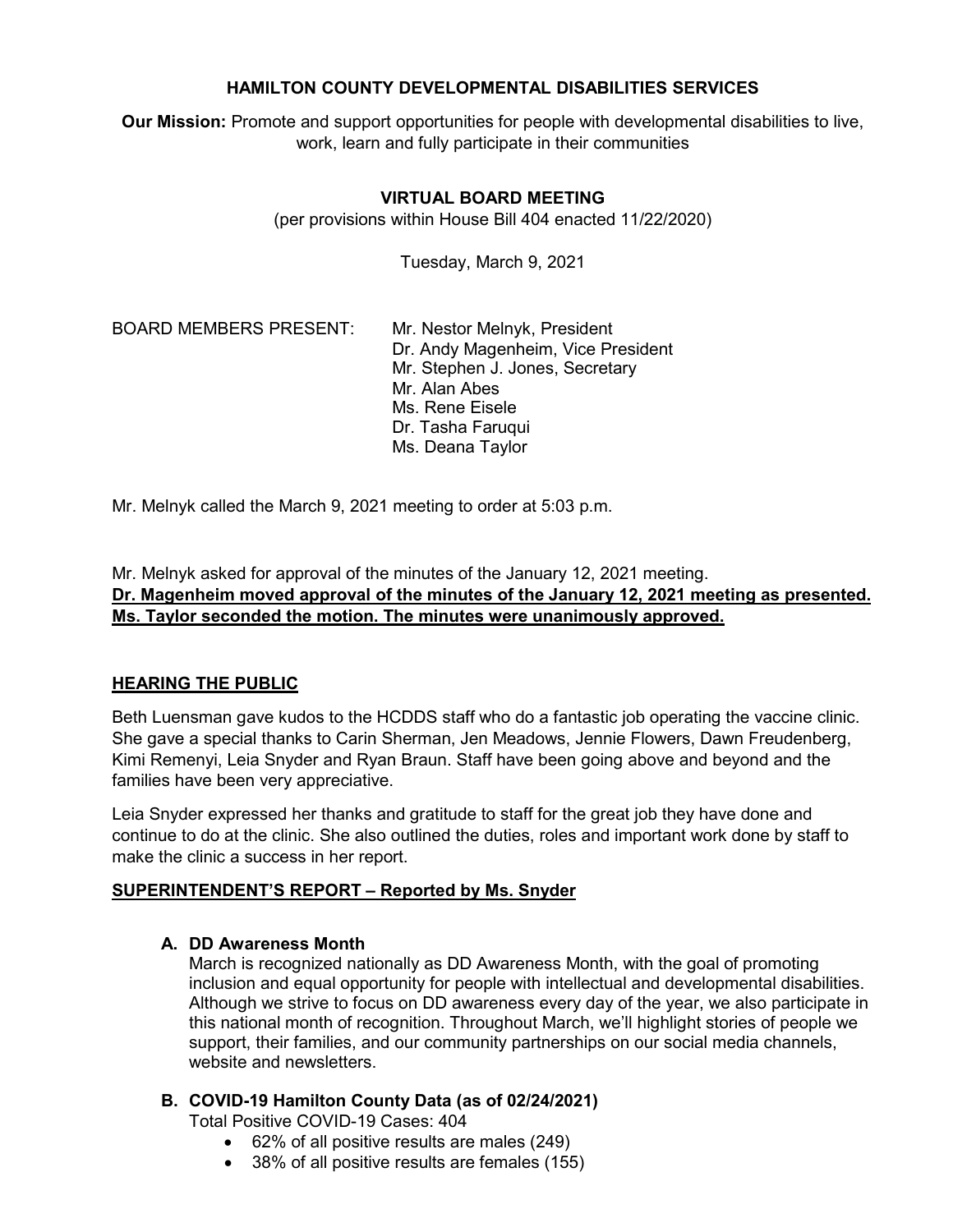# HAMILTON COUNTY DEVELOPMENTAL DISABILITIES SERVICES

**Our Mission:** Promote and support opportunities for people with developmental disabilities to live, work, learn and fully participate in their communities

## VIRTUAL BOARD MEETING

(per provisions within House Bill 404 enacted 11/22/2020)

Tuesday, March 9, 2021

BOARD MEMBERS PRESENT:
- Mr. Nestor Melnyk, President
- Dr. Andy Magenheim, Vice President
- Mr. Stephen J. Jones, Secretary
- Mr. Alan Abes
- Ms. Rene Eisele
- Dr. Tasha Faruqui
- Ms. Deana Taylor

Mr. Melnyk called the March 9, 2021 meeting to order at 5:03 p.m.

Mr. Melnyk asked for approval of the minutes of the January 12, 2021 meeting.
**Dr. Magenheim moved approval of the minutes of the January 12, 2021 meeting as presented. Ms. Taylor seconded the motion. The minutes were unanimously approved.**

## HEARING THE PUBLIC

Beth Luensman gave kudos to the HCDDS staff who do a fantastic job operating the vaccine clinic. She gave a special thanks to Carin Sherman, Jen Meadows, Jennie Flowers, Dawn Freudenberg, Kimi Remenyi, Leia Snyder and Ryan Braun. Staff have been going above and beyond and the families have been very appreciative.

Leia Snyder expressed her thanks and gratitude to staff for the great job they have done and continue to do at the clinic. She also outlined the duties, roles and important work done by staff to make the clinic a success in her report.

## SUPERINTENDENT'S REPORT – Reported by Ms. Snyder

### A. DD Awareness Month

March is recognized nationally as DD Awareness Month, with the goal of promoting inclusion and equal opportunity for people with intellectual and developmental disabilities. Although we strive to focus on DD awareness every day of the year, we also participate in this national month of recognition. Throughout March, we'll highlight stories of people we support, their families, and our community partnerships on our social media channels, website and newsletters.

### B. COVID-19 Hamilton County Data (as of 02/24/2021)

Total Positive COVID-19 Cases: 404

- 62% of all positive results are males (249)
- 38% of all positive results are females (155)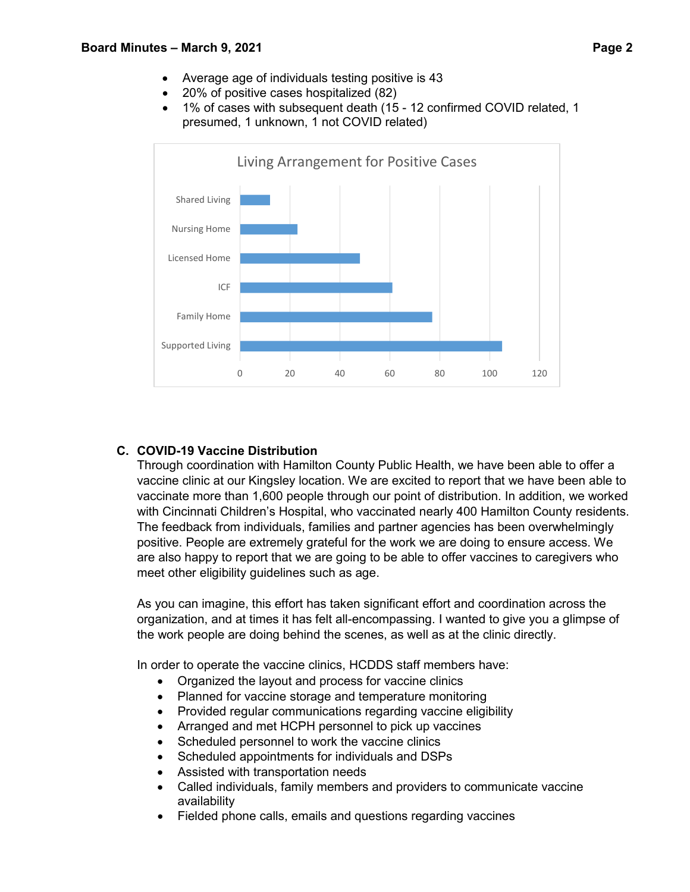- Average age of individuals testing positive is 43
- 20% of positive cases hospitalized (82)
- 1% of cases with subsequent death (15 - 12 confirmed COVID related, 1 presumed, 1 unknown, 1 not COVID related)

**Living Arrangement for Positive Cases**

| Living Arrangement | Positive Cases (approx.) |
|---|---|
| Shared Living | 12 |
| Nursing Home | 23 |
| Licensed Home | 48 |
| ICF | 61 |
| Family Home | 77 |
| Supported Living | 105 |

## C. COVID-19 Vaccine Distribution

Through coordination with Hamilton County Public Health, we have been able to offer a vaccine clinic at our Kingsley location. We are excited to report that we have been able to vaccinate more than 1,600 people through our point of distribution. In addition, we worked with Cincinnati Children's Hospital, who vaccinated nearly 400 Hamilton County residents. The feedback from individuals, families and partner agencies has been overwhelmingly positive. People are extremely grateful for the work we are doing to ensure access. We are also happy to report that we are going to be able to offer vaccines to caregivers who meet other eligibility guidelines such as age.

As you can imagine, this effort has taken significant effort and coordination across the organization, and at times it has felt all-encompassing. I wanted to give you a glimpse of the work people are doing behind the scenes, as well as at the clinic directly.

In order to operate the vaccine clinics, HCDDS staff members have:

- Organized the layout and process for vaccine clinics
- Planned for vaccine storage and temperature monitoring
- Provided regular communications regarding vaccine eligibility
- Arranged and met HCPH personnel to pick up vaccines
- Scheduled personnel to work the vaccine clinics
- Scheduled appointments for individuals and DSPs
- Assisted with transportation needs
- Called individuals, family members and providers to communicate vaccine availability
- Fielded phone calls, emails and questions regarding vaccines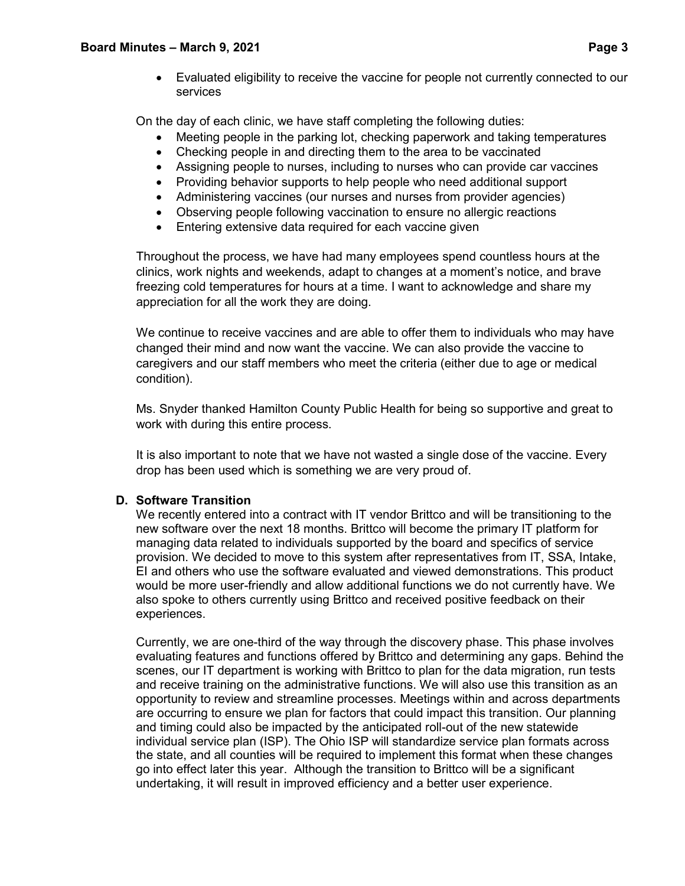- Evaluated eligibility to receive the vaccine for people not currently connected to our services

On the day of each clinic, we have staff completing the following duties:

- Meeting people in the parking lot, checking paperwork and taking temperatures
- Checking people in and directing them to the area to be vaccinated
- Assigning people to nurses, including to nurses who can provide car vaccines
- Providing behavior supports to help people who need additional support
- Administering vaccines (our nurses and nurses from provider agencies)
- Observing people following vaccination to ensure no allergic reactions
- Entering extensive data required for each vaccine given

Throughout the process, we have had many employees spend countless hours at the clinics, work nights and weekends, adapt to changes at a moment's notice, and brave freezing cold temperatures for hours at a time. I want to acknowledge and share my appreciation for all the work they are doing.

We continue to receive vaccines and are able to offer them to individuals who may have changed their mind and now want the vaccine. We can also provide the vaccine to caregivers and our staff members who meet the criteria (either due to age or medical condition).

Ms. Snyder thanked Hamilton County Public Health for being so supportive and great to work with during this entire process.

It is also important to note that we have not wasted a single dose of the vaccine. Every drop has been used which is something we are very proud of.

**D. Software Transition**

We recently entered into a contract with IT vendor Brittco and will be transitioning to the new software over the next 18 months. Brittco will become the primary IT platform for managing data related to individuals supported by the board and specifics of service provision. We decided to move to this system after representatives from IT, SSA, Intake, EI and others who use the software evaluated and viewed demonstrations. This product would be more user-friendly and allow additional functions we do not currently have. We also spoke to others currently using Brittco and received positive feedback on their experiences.

Currently, we are one-third of the way through the discovery phase. This phase involves evaluating features and functions offered by Brittco and determining any gaps. Behind the scenes, our IT department is working with Brittco to plan for the data migration, run tests and receive training on the administrative functions. We will also use this transition as an opportunity to review and streamline processes. Meetings within and across departments are occurring to ensure we plan for factors that could impact this transition. Our planning and timing could also be impacted by the anticipated roll-out of the new statewide individual service plan (ISP). The Ohio ISP will standardize service plan formats across the state, and all counties will be required to implement this format when these changes go into effect later this year. Although the transition to Brittco will be a significant undertaking, it will result in improved efficiency and a better user experience.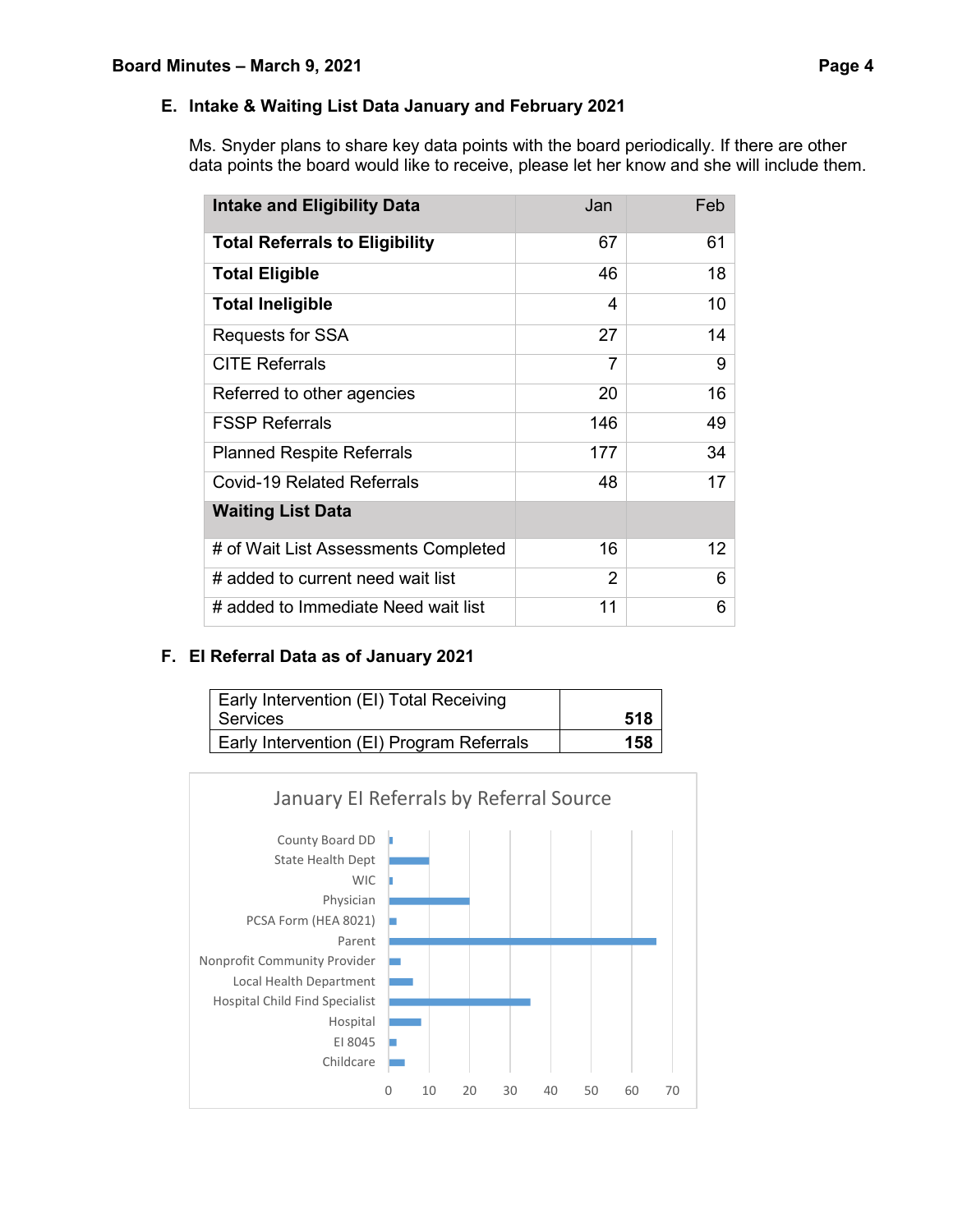### E. Intake & Waiting List Data January and February 2021

Ms. Snyder plans to share key data points with the board periodically. If there are other data points the board would like to receive, please let her know and she will include them.

| **Intake and Eligibility Data** | Jan | Feb |
|---|---|---|
| **Total Referrals to Eligibility** | 67 | 61 |
| **Total Eligible** | 46 | 18 |
| **Total Ineligible** | 4 | 10 |
| Requests for SSA | 27 | 14 |
| CITE Referrals | 7 | 9 |
| Referred to other agencies | 20 | 16 |
| FSSP Referrals | 146 | 49 |
| Planned Respite Referrals | 177 | 34 |
| Covid-19 Related Referrals | 48 | 17 |
| **Waiting List Data** | | |
| # of Wait List Assessments Completed | 16 | 12 |
| # added to current need wait list | 2 | 6 |
| # added to Immediate Need wait list | 11 | 6 |

### F. EI Referral Data as of January 2021

| | |
|---|---|
| Early Intervention (EI) Total Receiving Services | **518** |
| Early Intervention (EI) Program Referrals | **158** |

January EI Referrals by Referral Source

County Board DD, State Health Dept, WIC, Physician, PCSA Form (HEA 8021), Parent, Nonprofit Community Provider, Local Health Department, Hospital Child Find Specialist, Hospital, EI 8045, Childcare

0 10 20 30 40 50 60 70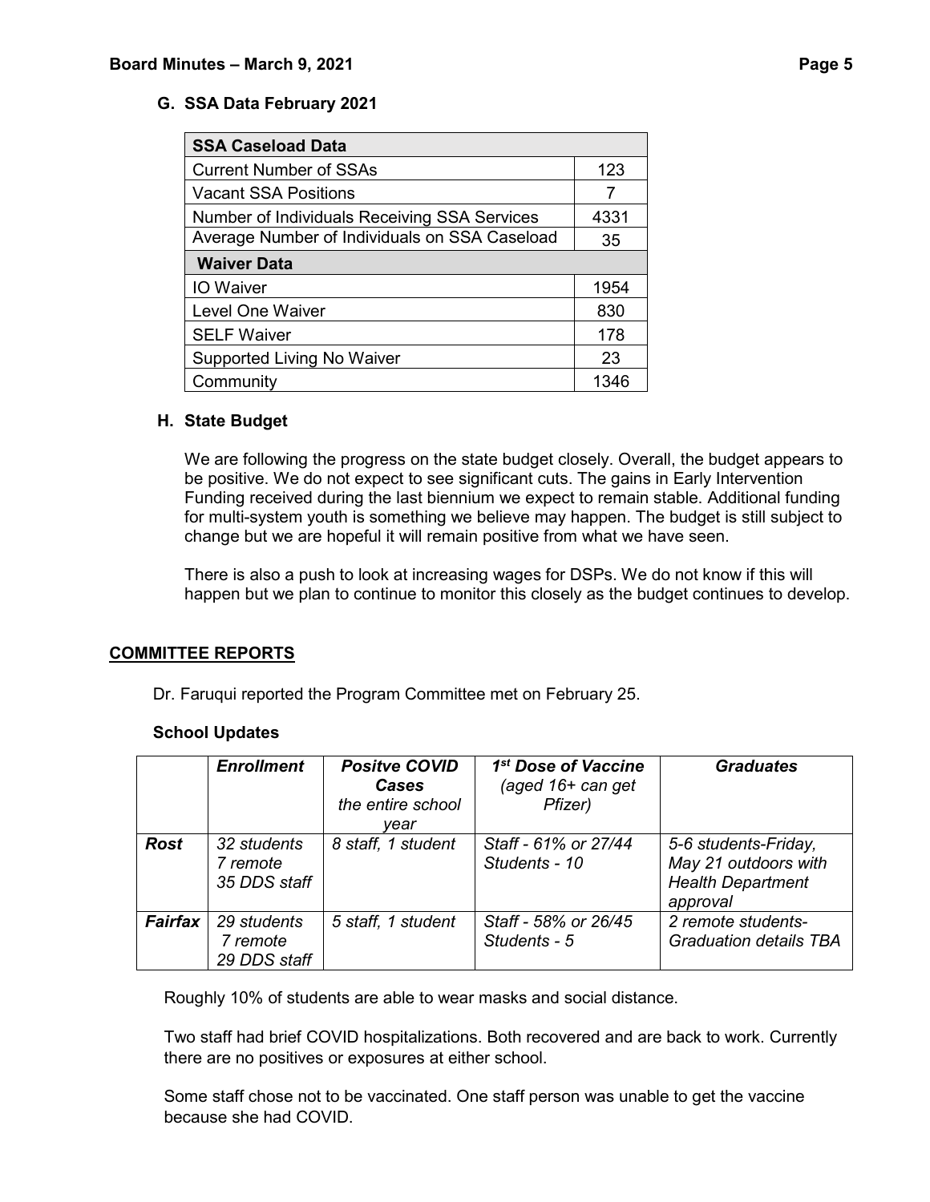### G. SSA Data February 2021

| SSA Caseload Data | |
|---|---|
| Current Number of SSAs | 123 |
| Vacant SSA Positions | 7 |
| Number of Individuals Receiving SSA Services | 4331 |
| Average Number of Individuals on SSA Caseload | 35 |
| **Waiver Data** | |
| IO Waiver | 1954 |
| Level One Waiver | 830 |
| SELF Waiver | 178 |
| Supported Living No Waiver | 23 |
| Community | 1346 |

### H. State Budget

We are following the progress on the state budget closely. Overall, the budget appears to be positive. We do not expect to see significant cuts. The gains in Early Intervention Funding received during the last biennium we expect to remain stable. Additional funding for multi-system youth is something we believe may happen. The budget is still subject to change but we are hopeful it will remain positive from what we have seen.

There is also a push to look at increasing wages for DSPs. We do not know if this will happen but we plan to continue to monitor this closely as the budget continues to develop.

## COMMITTEE REPORTS

Dr. Faruqui reported the Program Committee met on February 25.

**School Updates**

| | *Enrollment* | *Positve COVID Cases* *the entire school year* | *1st Dose of Vaccine (aged 16+ can get Pfizer)* | *Graduates* |
|---|---|---|---|---|
| ***Rost*** | *32 students 7 remote 35 DDS staff* | *8 staff, 1 student* | *Staff - 61% or 27/44 Students - 10* | *5-6 students-Friday, May 21 outdoors with Health Department approval* |
| ***Fairfax*** | *29 students 7 remote 29 DDS staff* | *5 staff, 1 student* | *Staff - 58% or 26/45 Students - 5* | *2 remote students- Graduation details TBA* |

Roughly 10% of students are able to wear masks and social distance.

Two staff had brief COVID hospitalizations. Both recovered and are back to work. Currently there are no positives or exposures at either school.

Some staff chose not to be vaccinated. One staff person was unable to get the vaccine because she had COVID.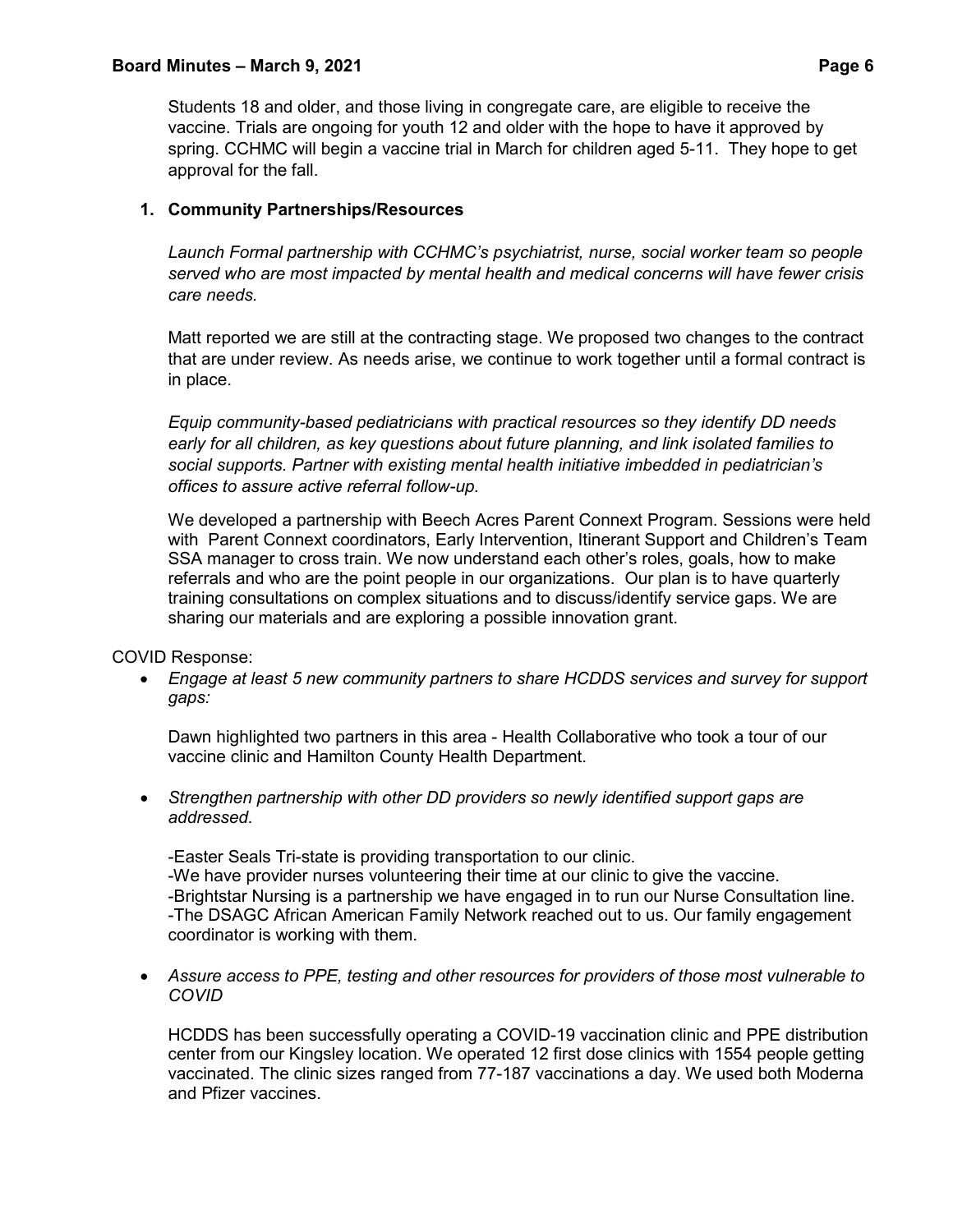Students 18 and older, and those living in congregate care, are eligible to receive the vaccine. Trials are ongoing for youth 12 and older with the hope to have it approved by spring. CCHMC will begin a vaccine trial in March for children aged 5-11. They hope to get approval for the fall.

1. **Community Partnerships/Resources**

   *Launch Formal partnership with CCHMC's psychiatrist, nurse, social worker team so people served who are most impacted by mental health and medical concerns will have fewer crisis care needs.*

   Matt reported we are still at the contracting stage. We proposed two changes to the contract that are under review. As needs arise, we continue to work together until a formal contract is in place.

   *Equip community-based pediatricians with practical resources so they identify DD needs early for all children, as key questions about future planning, and link isolated families to social supports. Partner with existing mental health initiative imbedded in pediatrician's offices to assure active referral follow-up.*

   We developed a partnership with Beech Acres Parent Connext Program. Sessions were held with Parent Connext coordinators, Early Intervention, Itinerant Support and Children's Team SSA manager to cross train. We now understand each other's roles, goals, how to make referrals and who are the point people in our organizations. Our plan is to have quarterly training consultations on complex situations and to discuss/identify service gaps. We are sharing our materials and are exploring a possible innovation grant.

COVID Response:

- *Engage at least 5 new community partners to share HCDDS services and survey for support gaps:*

  Dawn highlighted two partners in this area - Health Collaborative who took a tour of our vaccine clinic and Hamilton County Health Department.

- *Strengthen partnership with other DD providers so newly identified support gaps are addressed.*

  -Easter Seals Tri-state is providing transportation to our clinic.
  -We have provider nurses volunteering their time at our clinic to give the vaccine.
  -Brightstar Nursing is a partnership we have engaged in to run our Nurse Consultation line.
  -The DSAGC African American Family Network reached out to us. Our family engagement coordinator is working with them.

- *Assure access to PPE, testing and other resources for providers of those most vulnerable to COVID*

  HCDDS has been successfully operating a COVID-19 vaccination clinic and PPE distribution center from our Kingsley location. We operated 12 first dose clinics with 1554 people getting vaccinated. The clinic sizes ranged from 77-187 vaccinations a day. We used both Moderna and Pfizer vaccines.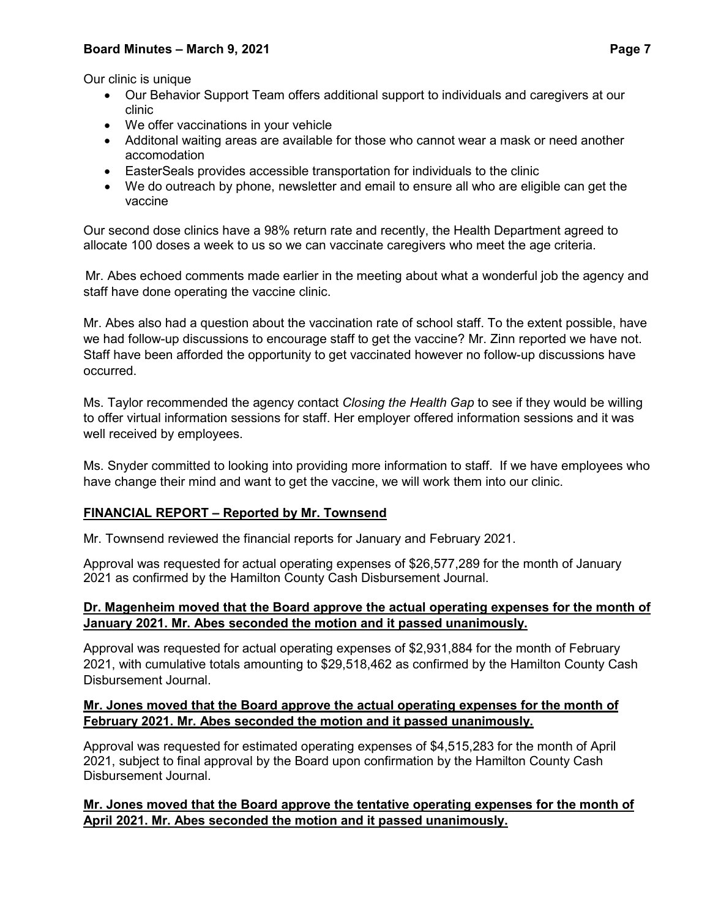Our clinic is unique

- Our Behavior Support Team offers additional support to individuals and caregivers at our clinic
- We offer vaccinations in your vehicle
- Additonal waiting areas are available for those who cannot wear a mask or need another accomodation
- EasterSeals provides accessible transportation for individuals to the clinic
- We do outreach by phone, newsletter and email to ensure all who are eligible can get the vaccine

Our second dose clinics have a 98% return rate and recently, the Health Department agreed to allocate 100 doses a week to us so we can vaccinate caregivers who meet the age criteria.

Mr. Abes echoed comments made earlier in the meeting about what a wonderful job the agency and staff have done operating the vaccine clinic.

Mr. Abes also had a question about the vaccination rate of school staff. To the extent possible, have we had follow-up discussions to encourage staff to get the vaccine? Mr. Zinn reported we have not. Staff have been afforded the opportunity to get vaccinated however no follow-up discussions have occurred.

Ms. Taylor recommended the agency contact *Closing the Health Gap* to see if they would be willing to offer virtual information sessions for staff. Her employer offered information sessions and it was well received by employees.

Ms. Snyder committed to looking into providing more information to staff. If we have employees who have change their mind and want to get the vaccine, we will work them into our clinic.

## FINANCIAL REPORT – Reported by Mr. Townsend

Mr. Townsend reviewed the financial reports for January and February 2021.

Approval was requested for actual operating expenses of $26,577,289 for the month of January 2021 as confirmed by the Hamilton County Cash Disbursement Journal.

**Dr. Magenheim moved that the Board approve the actual operating expenses for the month of January 2021. Mr. Abes seconded the motion and it passed unanimously.**

Approval was requested for actual operating expenses of $2,931,884 for the month of February 2021, with cumulative totals amounting to $29,518,462 as confirmed by the Hamilton County Cash Disbursement Journal.

**Mr. Jones moved that the Board approve the actual operating expenses for the month of February 2021. Mr. Abes seconded the motion and it passed unanimously.**

Approval was requested for estimated operating expenses of $4,515,283 for the month of April 2021, subject to final approval by the Board upon confirmation by the Hamilton County Cash Disbursement Journal.

**Mr. Jones moved that the Board approve the tentative operating expenses for the month of April 2021. Mr. Abes seconded the motion and it passed unanimously.**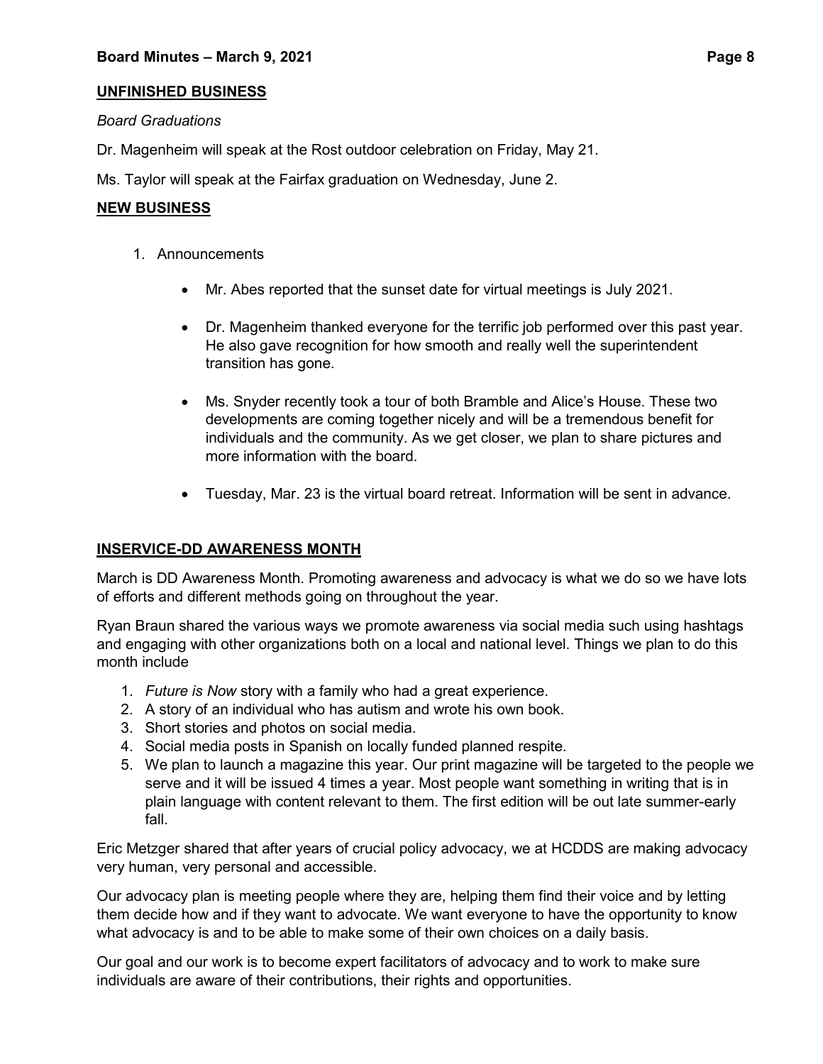## UNFINISHED BUSINESS

*Board Graduations*

Dr. Magenheim will speak at the Rost outdoor celebration on Friday, May 21.

Ms. Taylor will speak at the Fairfax graduation on Wednesday, June 2.

## NEW BUSINESS

1. Announcements

    - Mr. Abes reported that the sunset date for virtual meetings is July 2021.
    - Dr. Magenheim thanked everyone for the terrific job performed over this past year. He also gave recognition for how smooth and really well the superintendent transition has gone.
    - Ms. Snyder recently took a tour of both Bramble and Alice's House. These two developments are coming together nicely and will be a tremendous benefit for individuals and the community. As we get closer, we plan to share pictures and more information with the board.
    - Tuesday, Mar. 23 is the virtual board retreat. Information will be sent in advance.

## INSERVICE-DD AWARENESS MONTH

March is DD Awareness Month. Promoting awareness and advocacy is what we do so we have lots of efforts and different methods going on throughout the year.

Ryan Braun shared the various ways we promote awareness via social media such using hashtags and engaging with other organizations both on a local and national level. Things we plan to do this month include

1. *Future is Now* story with a family who had a great experience.
2. A story of an individual who has autism and wrote his own book.
3. Short stories and photos on social media.
4. Social media posts in Spanish on locally funded planned respite.
5. We plan to launch a magazine this year. Our print magazine will be targeted to the people we serve and it will be issued 4 times a year. Most people want something in writing that is in plain language with content relevant to them. The first edition will be out late summer-early fall.

Eric Metzger shared that after years of crucial policy advocacy, we at HCDDS are making advocacy very human, very personal and accessible.

Our advocacy plan is meeting people where they are, helping them find their voice and by letting them decide how and if they want to advocate. We want everyone to have the opportunity to know what advocacy is and to be able to make some of their own choices on a daily basis.

Our goal and our work is to become expert facilitators of advocacy and to work to make sure individuals are aware of their contributions, their rights and opportunities.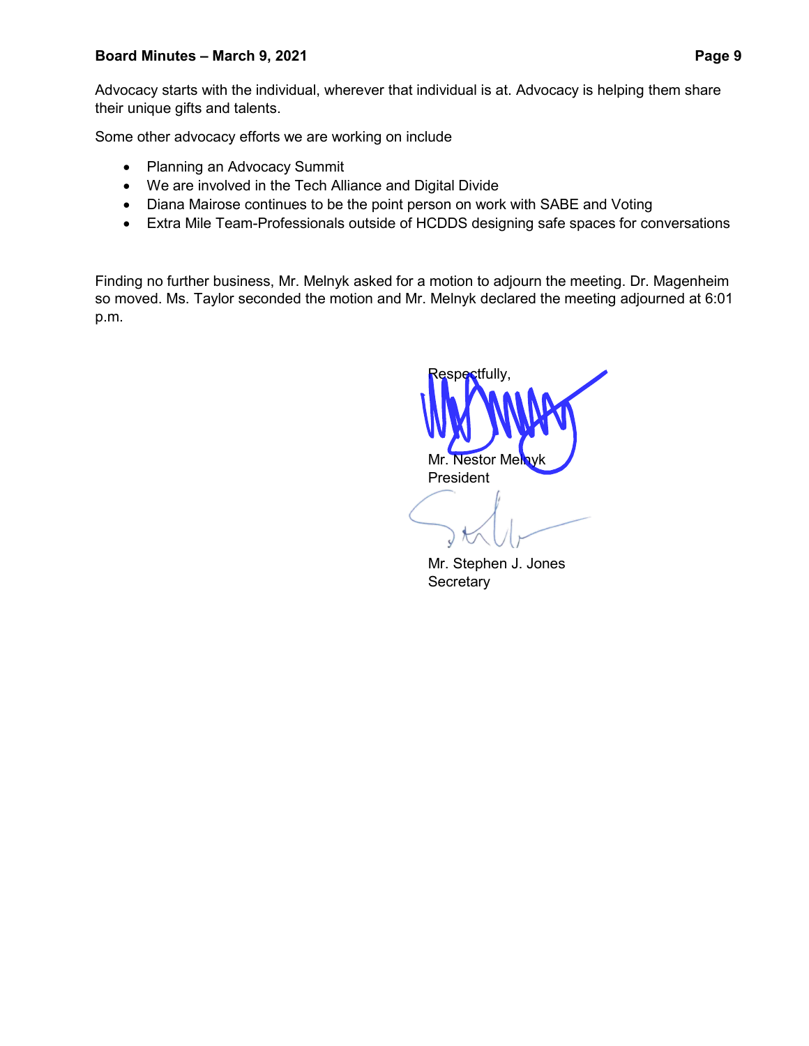Advocacy starts with the individual, wherever that individual is at. Advocacy is helping them share their unique gifts and talents.

Some other advocacy efforts we are working on include

- Planning an Advocacy Summit
- We are involved in the Tech Alliance and Digital Divide
- Diana Mairose continues to be the point person on work with SABE and Voting
- Extra Mile Team-Professionals outside of HCDDS designing safe spaces for conversations

Finding no further business, Mr. Melnyk asked for a motion to adjourn the meeting. Dr. Magenheim so moved. Ms. Taylor seconded the motion and Mr. Melnyk declared the meeting adjourned at 6:01 p.m.

Respectfully,

Mr. Nestor Melnyk
President

Mr. Stephen J. Jones
Secretary